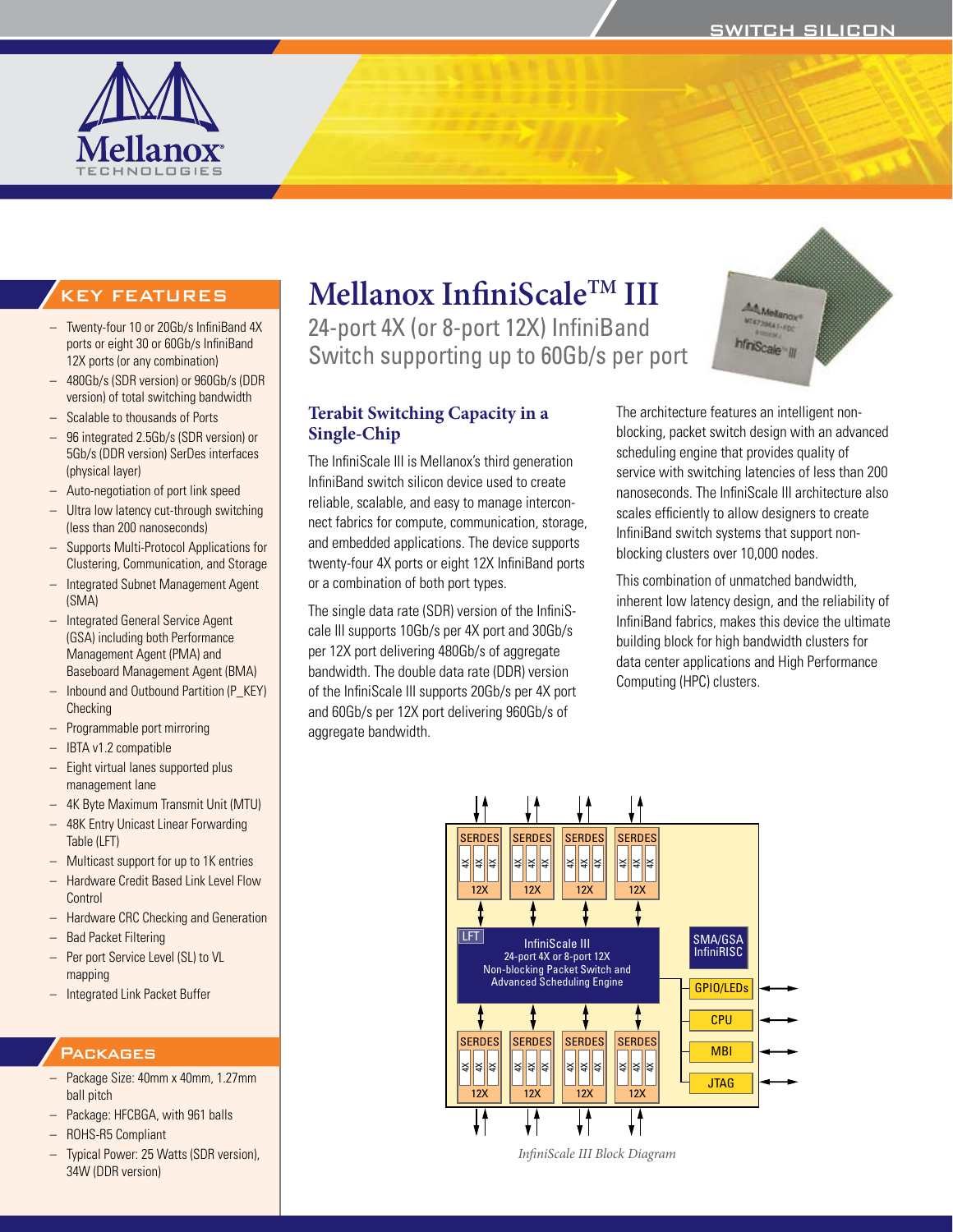# Mellanox InfiniScale™ III

## 24-port 4X (or 8-port 12X) InfiniBand Switch supporting up to 60Gb/s per port

## KEY FEATURES

- Twenty-four 10 or 20Gb/s InfiniBand 4X ports or eight 30 or 60Gb/s InfiniBand 12X ports (or any combination)
- 480Gb/s (SDR version) or 960Gb/s (DDR version) of total switching bandwidth
- Scalable to thousands of Ports
- 96 integrated 2.5Gb/s (SDR version) or 5Gb/s (DDR version) SerDes interfaces (physical layer)
- Auto-negotiation of port link speed
- Ultra low latency cut-through switching (less than 200 nanoseconds)
- Supports Multi-Protocol Applications for Clustering, Communication, and Storage
- Integrated Subnet Management Agent (SMA)
- Integrated General Service Agent (GSA) including both Performance Management Agent (PMA) and Baseboard Management Agent (BMA)
- Inbound and Outbound Partition (P_KEY) Checking
- Programmable port mirroring
- IBTA v1.2 compatible
- Eight virtual lanes supported plus management lane
- 4K Byte Maximum Transmit Unit (MTU)
- 48K Entry Unicast Linear Forwarding Table (LFT)
- Multicast support for up to 1K entries
- Hardware Credit Based Link Level Flow Control
- Hardware CRC Checking and Generation
- Bad Packet Filtering
- Per port Service Level (SL) to VL mapping
- Integrated Link Packet Buffer

## PACKAGES

- Package Size: 40mm x 40mm, 1.27mm ball pitch
- Package: HFCBGA, with 961 balls
- ROHS-R5 Compliant
- Typical Power: 25 Watts (SDR version), 34W (DDR version)

### Terabit Switching Capacity in a Single-Chip

The InfiniScale III is Mellanox's third generation InfiniBand switch silicon device used to create reliable, scalable, and easy to manage interconnect fabrics for compute, communication, storage, and embedded applications. The device supports twenty-four 4X ports or eight 12X InfiniBand ports or a combination of both port types.

The single data rate (SDR) version of the InfiniScale III supports 10Gb/s per 4X port and 30Gb/s per 12X port delivering 480Gb/s of aggregate bandwidth. The double data rate (DDR) version of the InfiniScale III supports 20Gb/s per 4X port and 60Gb/s per 12X port delivering 960Gb/s of aggregate bandwidth.

The architecture features an intelligent non-blocking, packet switch design with an advanced scheduling engine that provides quality of service with switching latencies of less than 200 nanoseconds. The InfiniScale III architecture also scales efficiently to allow designers to create InfiniBand switch systems that support non-blocking clusters over 10,000 nodes.

This combination of unmatched bandwidth, inherent low latency design, and the reliability of InfiniBand fabrics, makes this device the ultimate building block for high bandwidth clusters for data center applications and High Performance Computing (HPC) clusters.

*InfiniScale III Block Diagram*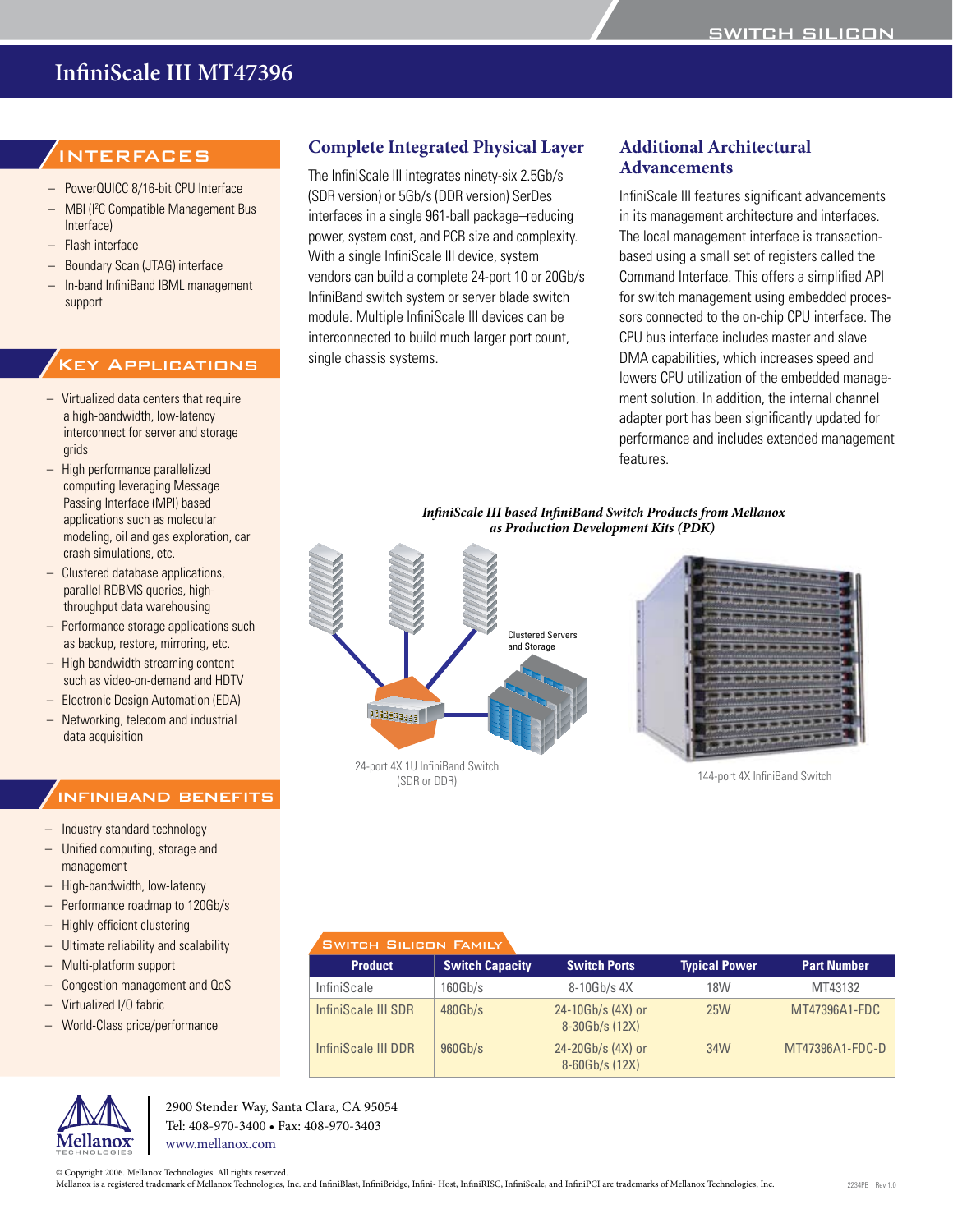# InfiniScale III MT47396

## Interfaces

- PowerQUICC 8/16-bit CPU Interface
- MBI (I[2]C Compatible Management Bus Interface)
- Flash interface
- Boundary Scan (JTAG) interface
- In-band InfiniBand IBML management support

## Key Applications

- Virtualized data centers that require a high-bandwidth, low-latency interconnect for server and storage grids
- High performance parallelized computing leveraging Message Passing Interface (MPI) based applications such as molecular modeling, oil and gas exploration, car crash simulations, etc.
- Clustered database applications, parallel RDBMS queries, high-throughput data warehousing
- Performance storage applications such as backup, restore, mirroring, etc.
- High bandwidth streaming content such as video-on-demand and HDTV
- Electronic Design Automation (EDA)
- Networking, telecom and industrial data acquisition

## InfiniBand Benefits

- Industry-standard technology
- Unified computing, storage and management
- High-bandwidth, low-latency
- Performance roadmap to 120Gb/s
- Highly-efficient clustering
- Ultimate reliability and scalability
- Multi-platform support
- Congestion management and QoS
- Virtualized I/O fabric
- World-Class price/performance

## Complete Integrated Physical Layer

The InfiniScale III integrates ninety-six 2.5Gb/s (SDR version) or 5Gb/s (DDR version) SerDes interfaces in a single 961-ball package–reducing power, system cost, and PCB size and complexity. With a single InfiniScale III device, system vendors can build a complete 24-port 10 or 20Gb/s InfiniBand switch system or server blade switch module. Multiple InfiniScale III devices can be interconnected to build much larger port count, single chassis systems.

## Additional Architectural Advancements

InfiniScale III features significant advancements in its management architecture and interfaces. The local management interface is transaction-based using a small set of registers called the Command Interface. This offers a simplified API for switch management using embedded processors connected to the on-chip CPU interface. The CPU bus interface includes master and slave DMA capabilities, which increases speed and lowers CPU utilization of the embedded management solution. In addition, the internal channel adapter port has been significantly updated for performance and includes extended management features.

*InfiniScale III based InfiniBand Switch Products from Mellanox as Production Development Kits (PDK)*

Clustered Servers and Storage

24-port 4X 1U InfiniBand Switch (SDR or DDR)

144-port 4X InfiniBand Switch

### Switch Silicon Family

| Product | Switch Capacity | Switch Ports | Typical Power | Part Number |
|---|---|---|---|---|
| InfiniScale | 160Gb/s | 8-10Gb/s 4X | 18W | MT43132 |
| InfiniScale III SDR | 480Gb/s | 24-10Gb/s (4X) or 8-30Gb/s (12X) | 25W | MT47396A1-FDC |
| InfiniScale III DDR | 960Gb/s | 24-20Gb/s (4X) or 8-60Gb/s (12X) | 34W | MT47396A1-FDC-D |

Mellanox Technologies

2900 Stender Way, Santa Clara, CA 95054
Tel: 408-970-3400 • Fax: 408-970-3403
www.mellanox.com

© Copyright 2006. Mellanox Technologies. All rights reserved.
Mellanox is a registered trademark of Mellanox Technologies, Inc. and InfiniBlast, InfiniBridge, Infini- Host, InfiniRISC, InfiniScale, and InfiniPCI are trademarks of Mellanox Technologies, Inc.

2234PB Rev 1.0